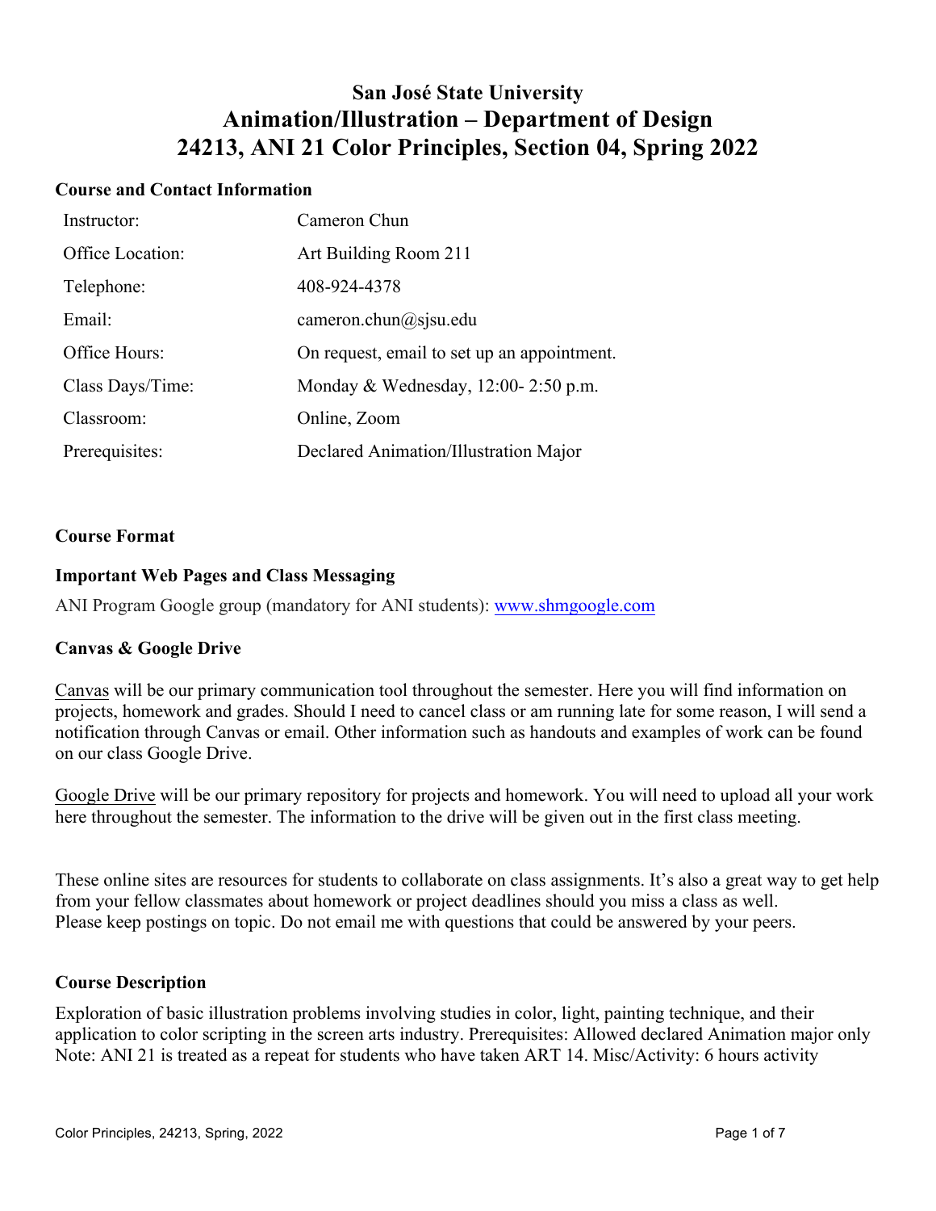# San José State University
## Animation/Illustration – Department of Design
## 24213, ANI 21 Color Principles, Section 04, Spring 2022

### Course and Contact Information

| | |
|---|---|
| Instructor: | Cameron Chun |
| Office Location: | Art Building Room 211 |
| Telephone: | 408-924-4378 |
| Email: | cameron.chun@sjsu.edu |
| Office Hours: | On request, email to set up an appointment. |
| Class Days/Time: | Monday & Wednesday, 12:00- 2:50 p.m. |
| Classroom: | Online, Zoom |
| Prerequisites: | Declared Animation/Illustration Major |

### Course Format

### Important Web Pages and Class Messaging

ANI Program Google group (mandatory for ANI students): [www.shmgoogle.com](www.shmgoogle.com)

### Canvas & Google Drive

Canvas will be our primary communication tool throughout the semester. Here you will find information on projects, homework and grades. Should I need to cancel class or am running late for some reason, I will send a notification through Canvas or email. Other information such as handouts and examples of work can be found on our class Google Drive.

Google Drive will be our primary repository for projects and homework. You will need to upload all your work here throughout the semester. The information to the drive will be given out in the first class meeting.

These online sites are resources for students to collaborate on class assignments. It's also a great way to get help from your fellow classmates about homework or project deadlines should you miss a class as well. Please keep postings on topic. Do not email me with questions that could be answered by your peers.

### Course Description

Exploration of basic illustration problems involving studies in color, light, painting technique, and their application to color scripting in the screen arts industry. Prerequisites: Allowed declared Animation major only Note: ANI 21 is treated as a repeat for students who have taken ART 14. Misc/Activity: 6 hours activity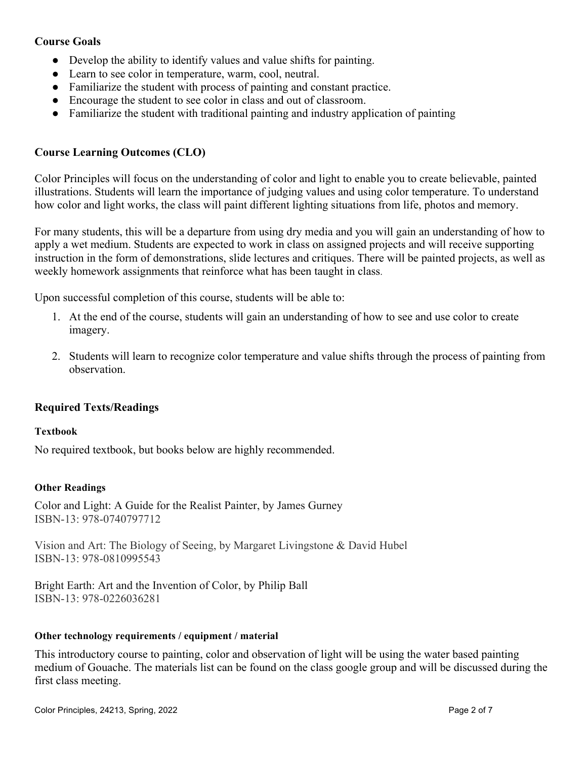### Course Goals

- Develop the ability to identify values and value shifts for painting.
- Learn to see color in temperature, warm, cool, neutral.
- Familiarize the student with process of painting and constant practice.
- Encourage the student to see color in class and out of classroom.
- Familiarize the student with traditional painting and industry application of painting

### Course Learning Outcomes (CLO)

Color Principles will focus on the understanding of color and light to enable you to create believable, painted illustrations. Students will learn the importance of judging values and using color temperature. To understand how color and light works, the class will paint different lighting situations from life, photos and memory.

For many students, this will be a departure from using dry media and you will gain an understanding of how to apply a wet medium. Students are expected to work in class on assigned projects and will receive supporting instruction in the form of demonstrations, slide lectures and critiques. There will be painted projects, as well as weekly homework assignments that reinforce what has been taught in class.

Upon successful completion of this course, students will be able to:

1. At the end of the course, students will gain an understanding of how to see and use color to create imagery.

2. Students will learn to recognize color temperature and value shifts through the process of painting from observation.

### Required Texts/Readings

#### Textbook

No required textbook, but books below are highly recommended.

#### Other Readings

Color and Light: A Guide for the Realist Painter, by James Gurney
ISBN-13: 978-0740797712

Vision and Art: The Biology of Seeing, by Margaret Livingstone & David Hubel
ISBN-13: 978-0810995543

Bright Earth: Art and the Invention of Color, by Philip Ball
ISBN-13: 978-0226036281

#### Other technology requirements / equipment / material

This introductory course to painting, color and observation of light will be using the water based painting medium of Gouache. The materials list can be found on the class google group and will be discussed during the first class meeting.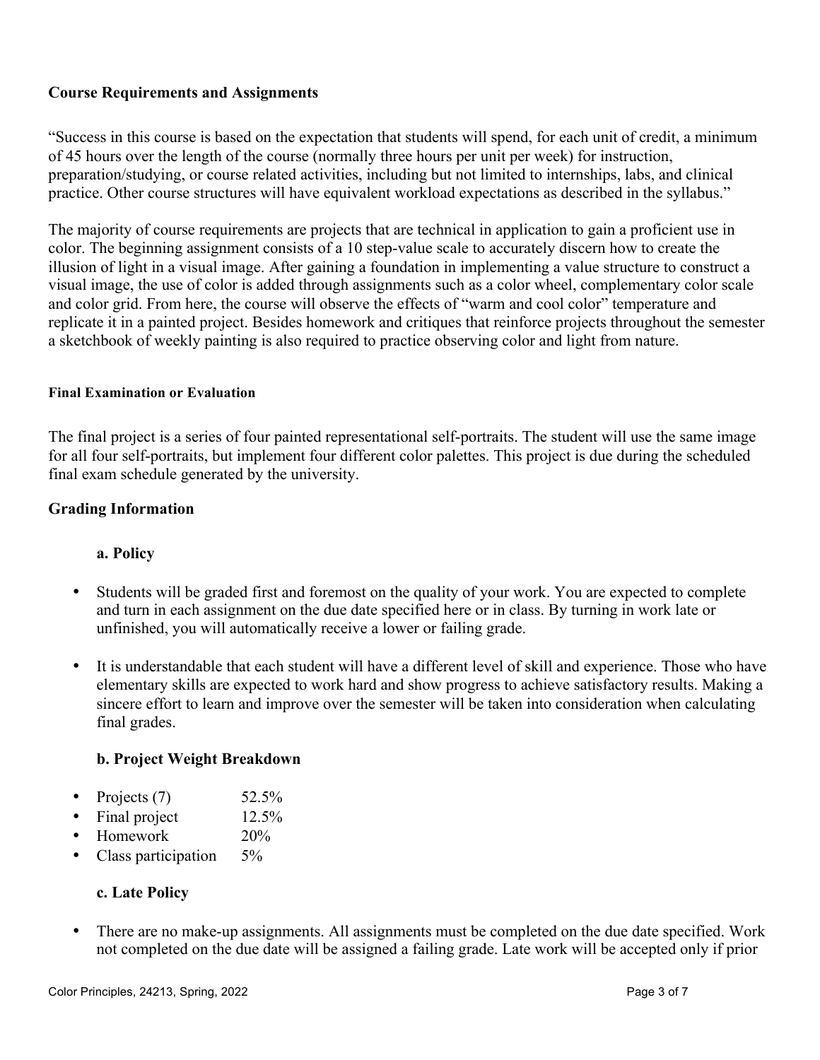## Course Requirements and Assignments

"Success in this course is based on the expectation that students will spend, for each unit of credit, a minimum of 45 hours over the length of the course (normally three hours per unit per week) for instruction, preparation/studying, or course related activities, including but not limited to internships, labs, and clinical practice. Other course structures will have equivalent workload expectations as described in the syllabus."

The majority of course requirements are projects that are technical in application to gain a proficient use in color. The beginning assignment consists of a 10 step-value scale to accurately discern how to create the illusion of light in a visual image. After gaining a foundation in implementing a value structure to construct a visual image, the use of color is added through assignments such as a color wheel, complementary color scale and color grid. From here, the course will observe the effects of "warm and cool color" temperature and replicate it in a painted project. Besides homework and critiques that reinforce projects throughout the semester a sketchbook of weekly painting is also required to practice observing color and light from nature.

#### Final Examination or Evaluation

The final project is a series of four painted representational self-portraits. The student will use the same image for all four self-portraits, but implement four different color palettes. This project is due during the scheduled final exam schedule generated by the university.

## Grading Information

### a. Policy

- Students will be graded first and foremost on the quality of your work. You are expected to complete and turn in each assignment on the due date specified here or in class. By turning in work late or unfinished, you will automatically receive a lower or failing grade.

- It is understandable that each student will have a different level of skill and experience. Those who have elementary skills are expected to work hard and show progress to achieve satisfactory results. Making a sincere effort to learn and improve over the semester will be taken into consideration when calculating final grades.

### b. Project Weight Breakdown

- Projects (7) 52.5%
- Final project 12.5%
- Homework 20%
- Class participation 5%

### c. Late Policy

- There are no make-up assignments. All assignments must be completed on the due date specified. Work not completed on the due date will be assigned a failing grade. Late work will be accepted only if prior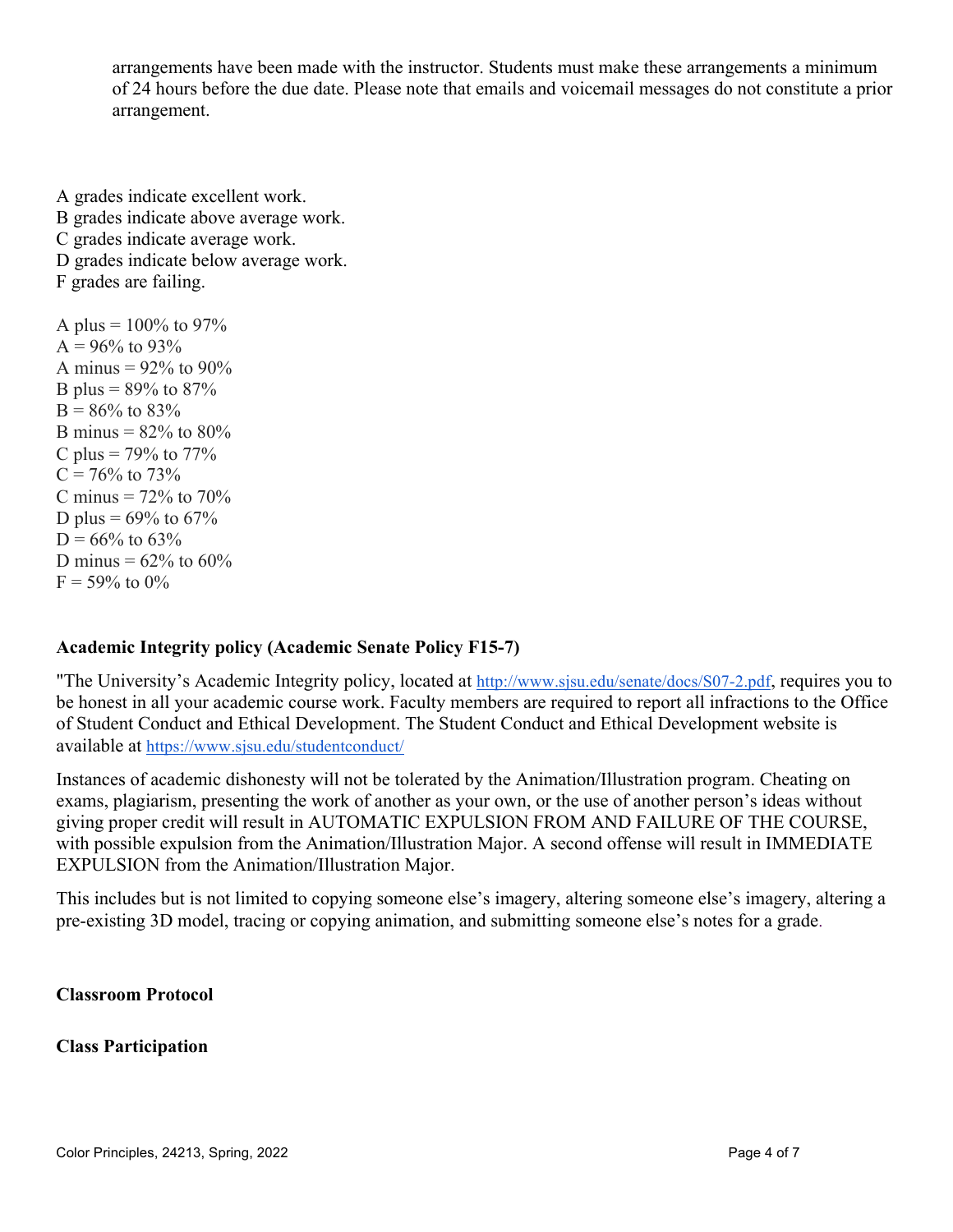arrangements have been made with the instructor. Students must make these arrangements a minimum of 24 hours before the due date. Please note that emails and voicemail messages do not constitute a prior arrangement.

A grades indicate excellent work.
B grades indicate above average work.
C grades indicate average work.
D grades indicate below average work.
F grades are failing.

A plus = 100% to 97%
A = 96% to 93%
A minus = 92% to 90%
B plus = 89% to 87%
B = 86% to 83%
B minus = 82% to 80%
C plus = 79% to 77%
C = 76% to 73%
C minus = 72% to 70%
D plus = 69% to 67%
D = 66% to 63%
D minus = 62% to 60%
F = 59% to 0%

**Academic Integrity policy (Academic Senate Policy F15-7)**

"The University's Academic Integrity policy, located at http://www.sjsu.edu/senate/docs/S07-2.pdf, requires you to be honest in all your academic course work. Faculty members are required to report all infractions to the Office of Student Conduct and Ethical Development. The Student Conduct and Ethical Development website is available at https://www.sjsu.edu/studentconduct/

Instances of academic dishonesty will not be tolerated by the Animation/Illustration program. Cheating on exams, plagiarism, presenting the work of another as your own, or the use of another person's ideas without giving proper credit will result in AUTOMATIC EXPULSION FROM AND FAILURE OF THE COURSE, with possible expulsion from the Animation/Illustration Major. A second offense will result in IMMEDIATE EXPULSION from the Animation/Illustration Major.

This includes but is not limited to copying someone else's imagery, altering someone else's imagery, altering a pre-existing 3D model, tracing or copying animation, and submitting someone else's notes for a grade.

**Classroom Protocol**

**Class Participation**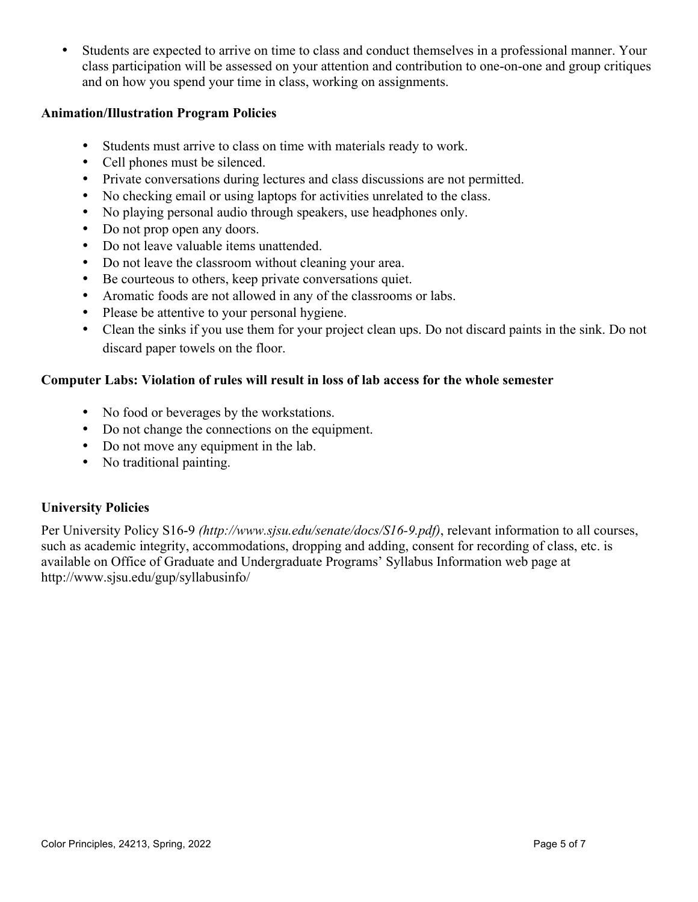- Students are expected to arrive on time to class and conduct themselves in a professional manner. Your class participation will be assessed on your attention and contribution to one-on-one and group critiques and on how you spend your time in class, working on assignments.

**Animation/Illustration Program Policies**

- Students must arrive to class on time with materials ready to work.
- Cell phones must be silenced.
- Private conversations during lectures and class discussions are not permitted.
- No checking email or using laptops for activities unrelated to the class.
- No playing personal audio through speakers, use headphones only.
- Do not prop open any doors.
- Do not leave valuable items unattended.
- Do not leave the classroom without cleaning your area.
- Be courteous to others, keep private conversations quiet.
- Aromatic foods are not allowed in any of the classrooms or labs.
- Please be attentive to your personal hygiene.
- Clean the sinks if you use them for your project clean ups. Do not discard paints in the sink. Do not discard paper towels on the floor.

**Computer Labs: Violation of rules will result in loss of lab access for the whole semester**

- No food or beverages by the workstations.
- Do not change the connections on the equipment.
- Do not move any equipment in the lab.
- No traditional painting.

**University Policies**

Per University Policy S16-9 *(http://www.sjsu.edu/senate/docs/S16-9.pdf)*, relevant information to all courses, such as academic integrity, accommodations, dropping and adding, consent for recording of class, etc. is available on Office of Graduate and Undergraduate Programs' Syllabus Information web page at http://www.sjsu.edu/gup/syllabusinfo/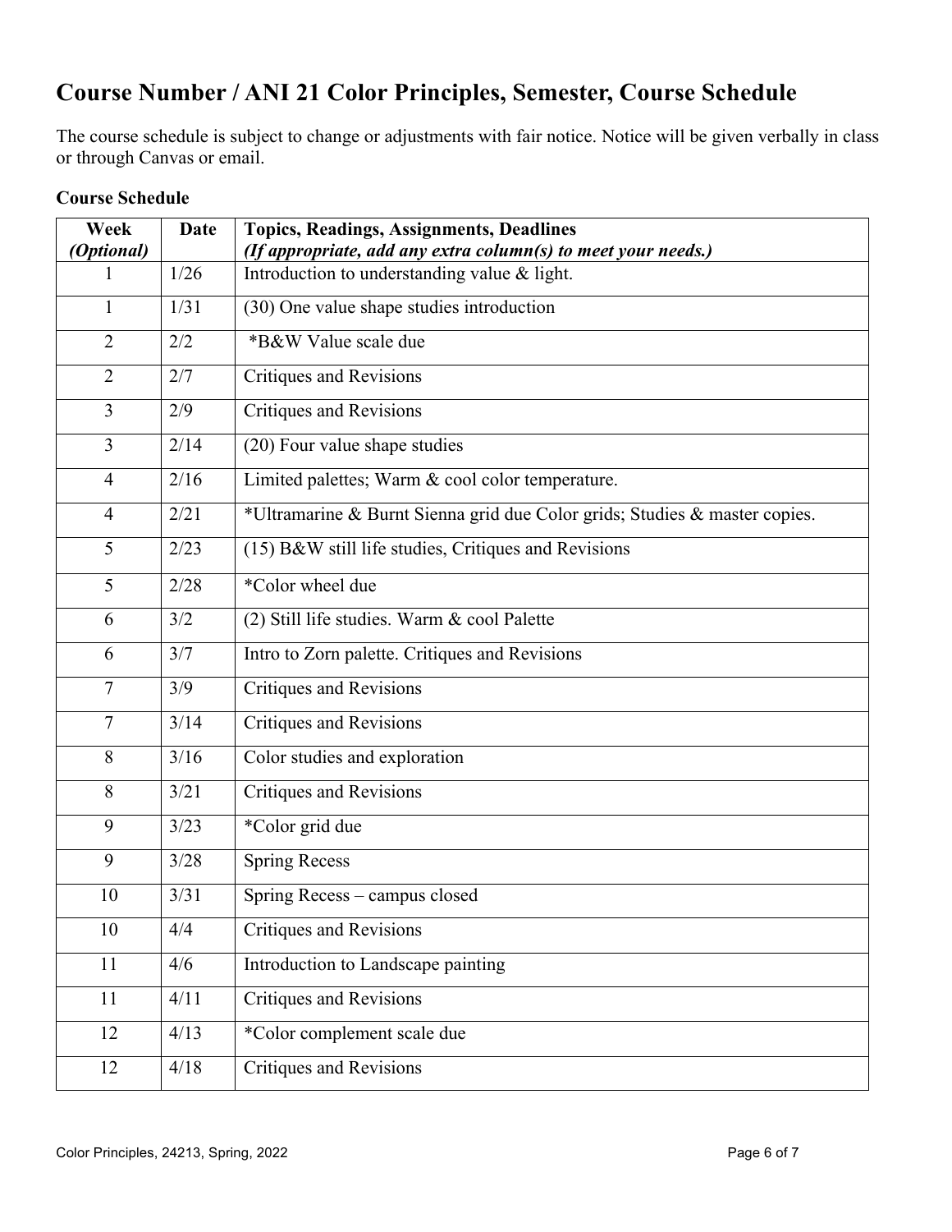## Course Number / ANI 21 Color Principles, Semester, Course Schedule

The course schedule is subject to change or adjustments with fair notice. Notice will be given verbally in class or through Canvas or email.

**Course Schedule**

| Week *(Optional)* | Date | Topics, Readings, Assignments, Deadlines *(If appropriate, add any extra column(s) to meet your needs.)* |
|---|---|---|
| 1 | 1/26 | Introduction to understanding value & light. |
| 1 | 1/31 | (30) One value shape studies introduction |
| 2 | 2/2 | *B&W Value scale due |
| 2 | 2/7 | Critiques and Revisions |
| 3 | 2/9 | Critiques and Revisions |
| 3 | 2/14 | (20) Four value shape studies |
| 4 | 2/16 | Limited palettes; Warm & cool color temperature. |
| 4 | 2/21 | *Ultramarine & Burnt Sienna grid due Color grids; Studies & master copies. |
| 5 | 2/23 | (15) B&W still life studies, Critiques and Revisions |
| 5 | 2/28 | *Color wheel due |
| 6 | 3/2 | (2) Still life studies. Warm & cool Palette |
| 6 | 3/7 | Intro to Zorn palette. Critiques and Revisions |
| 7 | 3/9 | Critiques and Revisions |
| 7 | 3/14 | Critiques and Revisions |
| 8 | 3/16 | Color studies and exploration |
| 8 | 3/21 | Critiques and Revisions |
| 9 | 3/23 | *Color grid due |
| 9 | 3/28 | Spring Recess |
| 10 | 3/31 | Spring Recess – campus closed |
| 10 | 4/4 | Critiques and Revisions |
| 11 | 4/6 | Introduction to Landscape painting |
| 11 | 4/11 | Critiques and Revisions |
| 12 | 4/13 | *Color complement scale due |
| 12 | 4/18 | Critiques and Revisions |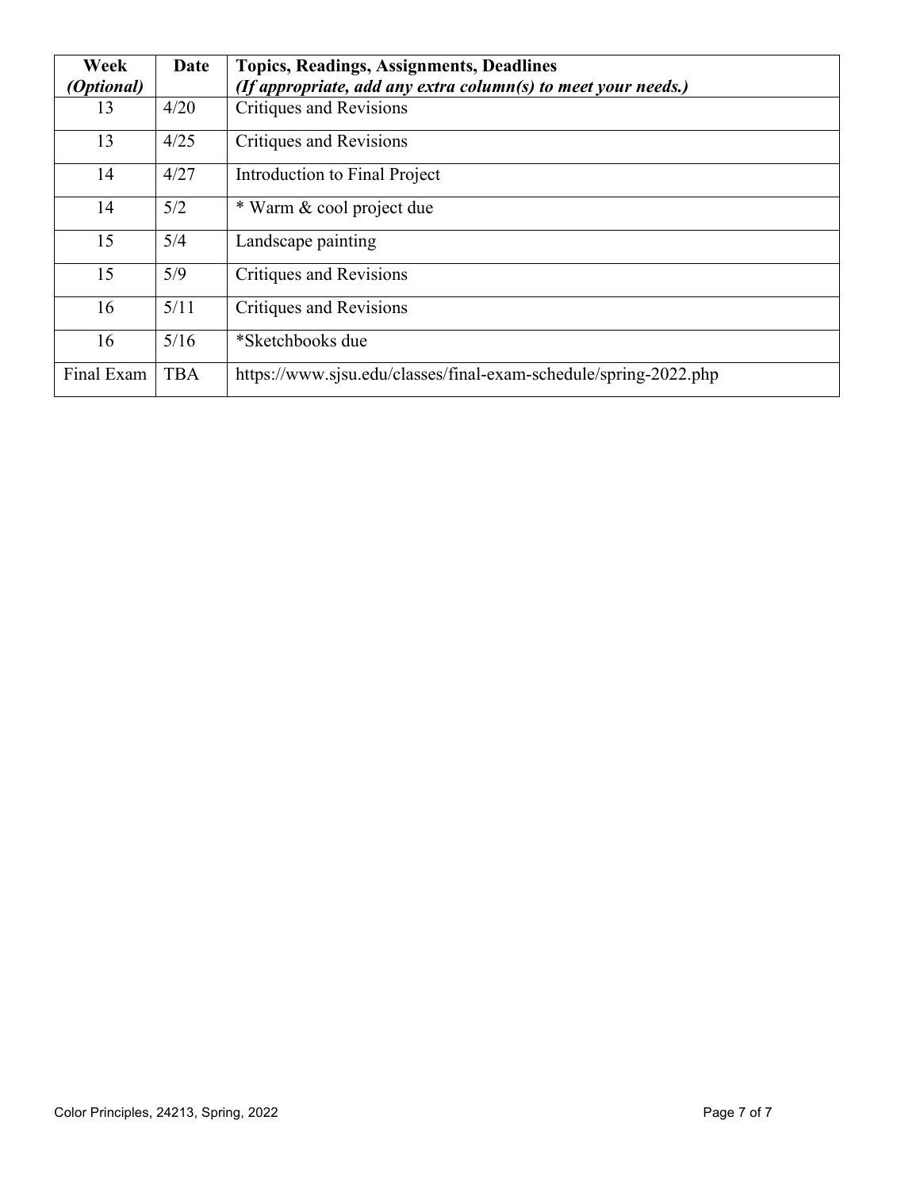| **Week** *(Optional)* | **Date** | **Topics, Readings, Assignments, Deadlines** ***(If appropriate, add any extra column(s) to meet your needs.)*** |
|---|---|---|
| 13 | 4/20 | Critiques and Revisions |
| 13 | 4/25 | Critiques and Revisions |
| 14 | 4/27 | Introduction to Final Project |
| 14 | 5/2 | * Warm & cool project due |
| 15 | 5/4 | Landscape painting |
| 15 | 5/9 | Critiques and Revisions |
| 16 | 5/11 | Critiques and Revisions |
| 16 | 5/16 | *Sketchbooks due |
| Final Exam | TBA | https://www.sjsu.edu/classes/final-exam-schedule/spring-2022.php |